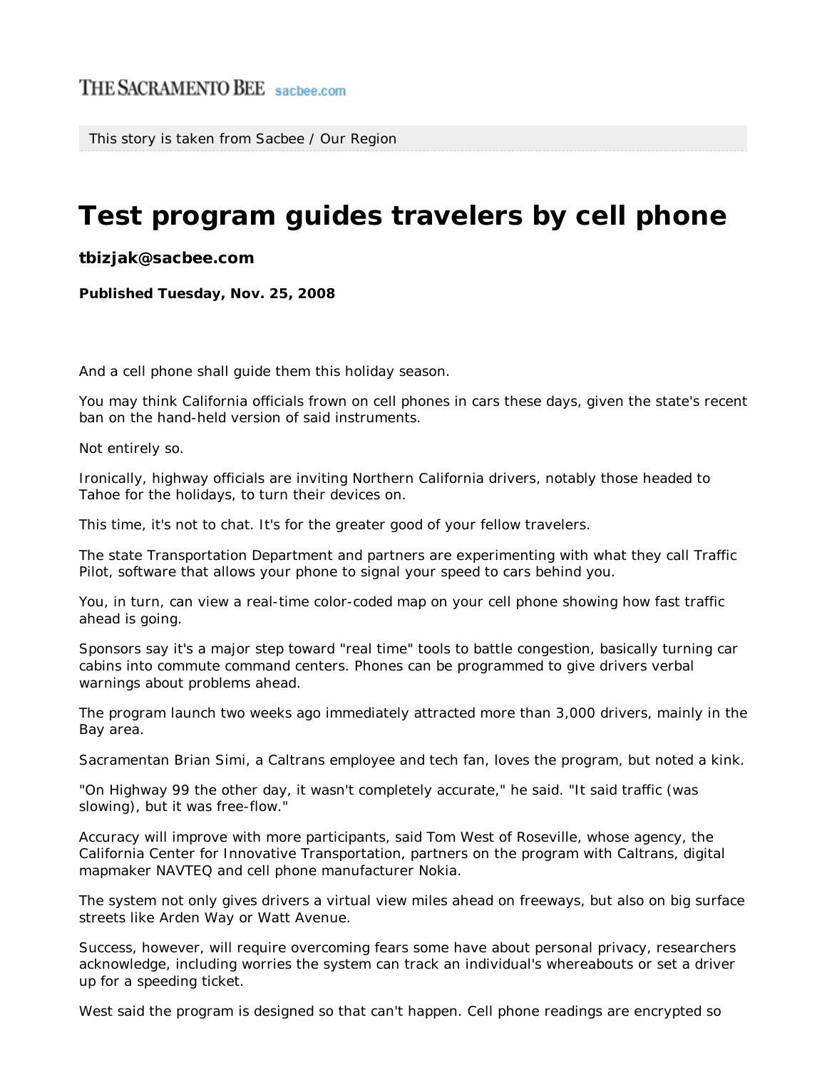THE SACRAMENTO BEE sacbee.com

This story is taken from Sacbee / Our Region

# Test program guides travelers by cell phone

**tbizjak@sacbee.com**

**Published Tuesday, Nov. 25, 2008**

And a cell phone shall guide them this holiday season.

You may think California officials frown on cell phones in cars these days, given the state's recent ban on the hand-held version of said instruments.

Not entirely so.

Ironically, highway officials are inviting Northern California drivers, notably those headed to Tahoe for the holidays, to turn their devices on.

This time, it's not to chat. It's for the greater good of your fellow travelers.

The state Transportation Department and partners are experimenting with what they call Traffic Pilot, software that allows your phone to signal your speed to cars behind you.

You, in turn, can view a real-time color-coded map on your cell phone showing how fast traffic ahead is going.

Sponsors say it's a major step toward "real time" tools to battle congestion, basically turning car cabins into commute command centers. Phones can be programmed to give drivers verbal warnings about problems ahead.

The program launch two weeks ago immediately attracted more than 3,000 drivers, mainly in the Bay area.

Sacramentan Brian Simi, a Caltrans employee and tech fan, loves the program, but noted a kink.

"On Highway 99 the other day, it wasn't completely accurate," he said. "It said traffic (was slowing), but it was free-flow."

Accuracy will improve with more participants, said Tom West of Roseville, whose agency, the California Center for Innovative Transportation, partners on the program with Caltrans, digital mapmaker NAVTEQ and cell phone manufacturer Nokia.

The system not only gives drivers a virtual view miles ahead on freeways, but also on big surface streets like Arden Way or Watt Avenue.

Success, however, will require overcoming fears some have about personal privacy, researchers acknowledge, including worries the system can track an individual's whereabouts or set a driver up for a speeding ticket.

West said the program is designed so that can't happen. Cell phone readings are encrypted so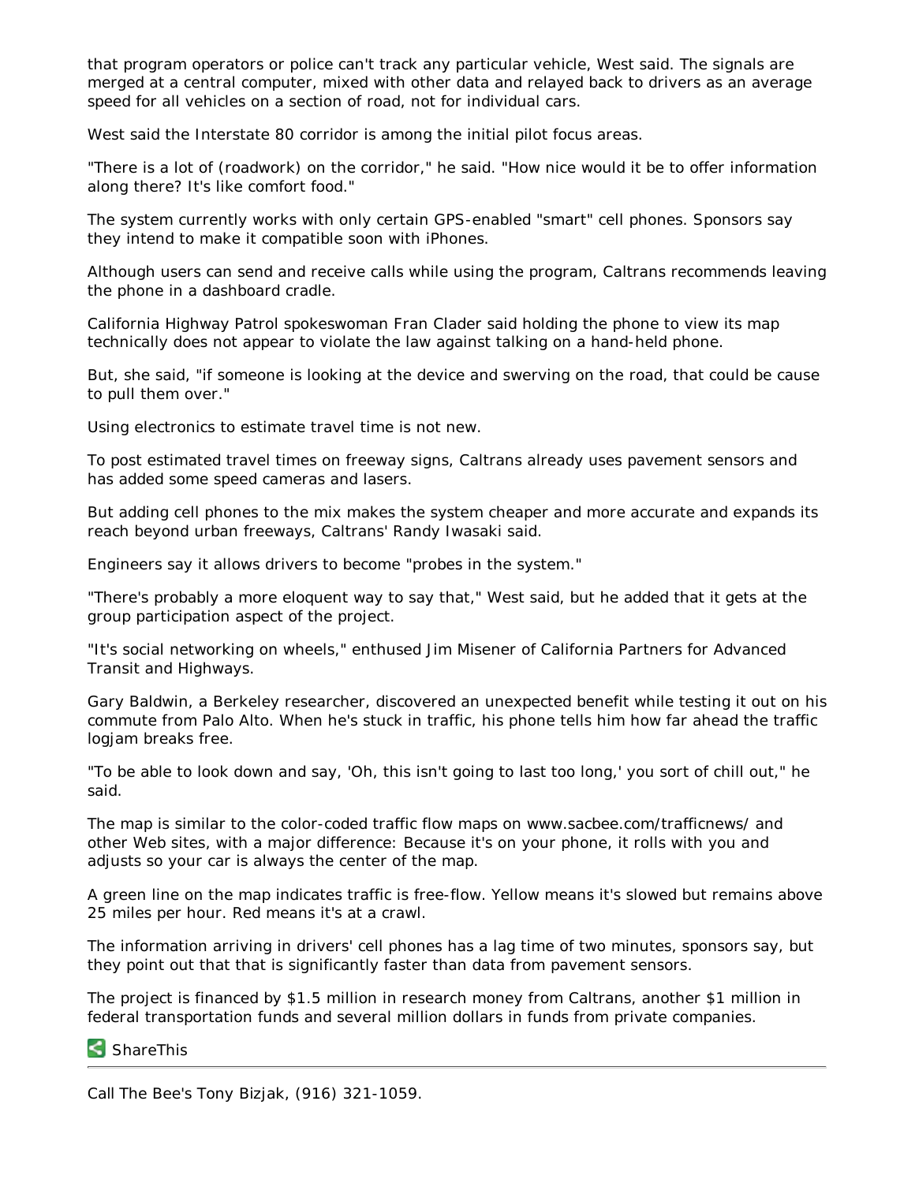that program operators or police can't track any particular vehicle, West said. The signals are merged at a central computer, mixed with other data and relayed back to drivers as an average speed for all vehicles on a section of road, not for individual cars.

West said the Interstate 80 corridor is among the initial pilot focus areas.

"There is a lot of (roadwork) on the corridor," he said. "How nice would it be to offer information along there? It's like comfort food."

The system currently works with only certain GPS-enabled "smart" cell phones. Sponsors say they intend to make it compatible soon with iPhones.

Although users can send and receive calls while using the program, Caltrans recommends leaving the phone in a dashboard cradle.

California Highway Patrol spokeswoman Fran Clader said holding the phone to view its map technically does not appear to violate the law against talking on a hand-held phone.

But, she said, "if someone is looking at the device and swerving on the road, that could be cause to pull them over."

Using electronics to estimate travel time is not new.

To post estimated travel times on freeway signs, Caltrans already uses pavement sensors and has added some speed cameras and lasers.

But adding cell phones to the mix makes the system cheaper and more accurate and expands its reach beyond urban freeways, Caltrans' Randy Iwasaki said.

Engineers say it allows drivers to become "probes in the system."

"There's probably a more eloquent way to say that," West said, but he added that it gets at the group participation aspect of the project.

"It's social networking on wheels," enthused Jim Misener of California Partners for Advanced Transit and Highways.

Gary Baldwin, a Berkeley researcher, discovered an unexpected benefit while testing it out on his commute from Palo Alto. When he's stuck in traffic, his phone tells him how far ahead the traffic logjam breaks free.

"To be able to look down and say, 'Oh, this isn't going to last too long,' you sort of chill out," he said.

The map is similar to the color-coded traffic flow maps on www.sacbee.com/trafficnews/ and other Web sites, with a major difference: Because it's on your phone, it rolls with you and adjusts so your car is always the center of the map.

A green line on the map indicates traffic is free-flow. Yellow means it's slowed but remains above 25 miles per hour. Red means it's at a crawl.

The information arriving in drivers' cell phones has a lag time of two minutes, sponsors say, but they point out that that is significantly faster than data from pavement sensors.

The project is financed by $1.5 million in research money from Caltrans, another $1 million in federal transportation funds and several million dollars in funds from private companies.

ShareThis

---

Call The Bee's Tony Bizjak, (916) 321-1059.